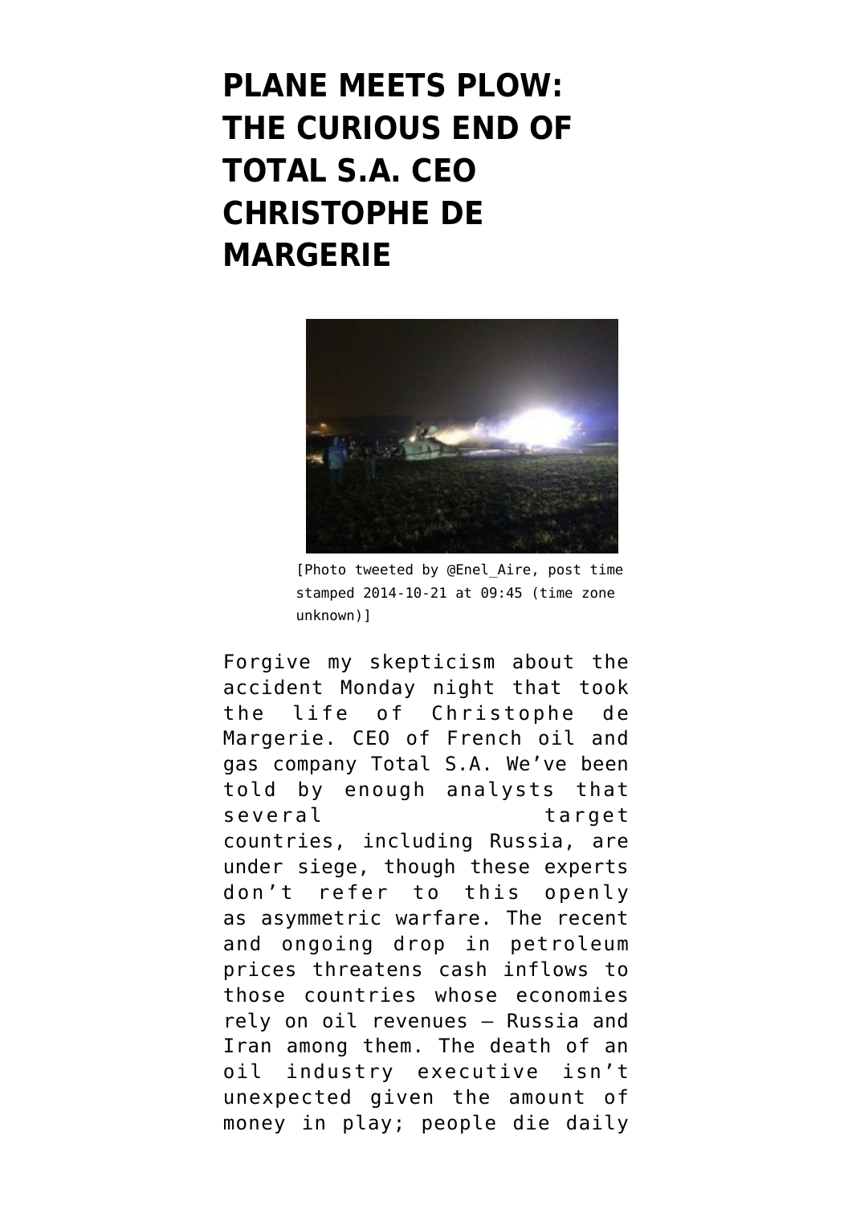# PLANE MEETS PLOW: THE CURIOUS END OF TOTAL S.A. CEO CHRISTOPHE DE MARGERIE

[Photo tweeted by @Enel_Aire, post time stamped 2014-10-21 at 09:45 (time zone unknown)]

Forgive my skepticism about the accident Monday night that took the life of Christophe de Margerie. CEO of French oil and gas company Total S.A. We've been told by enough analysts that several target countries, including Russia, are under siege, though these experts don't refer to this openly as asymmetric warfare. The recent and ongoing drop in petroleum prices threatens cash inflows to those countries whose economies rely on oil revenues — Russia and Iran among them. The death of an oil industry executive isn't unexpected given the amount of money in play; people die daily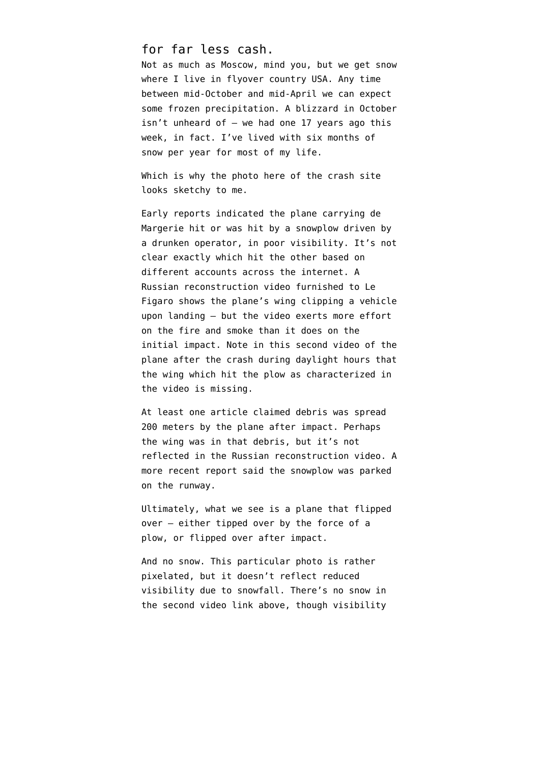for far less cash.

Not as much as Moscow, mind you, but we get snow where I live in flyover country USA. Any time between mid-October and mid-April we can expect some frozen precipitation. A blizzard in October isn't unheard of — we had one 17 years ago this week, in fact. I've lived with six months of snow per year for most of my life.

Which is why the photo here of the crash site looks sketchy to me.

Early reports indicated the plane carrying de Margerie hit or was hit by a snowplow driven by a drunken operator, in poor visibility. It's not clear exactly which hit the other based on different accounts across the internet. A Russian reconstruction video furnished to Le Figaro shows the plane's wing clipping a vehicle upon landing — but the video exerts more effort on the fire and smoke than it does on the initial impact. Note in this second video of the plane after the crash during daylight hours that the wing which hit the plow as characterized in the video is missing.

At least one article claimed debris was spread 200 meters by the plane after impact. Perhaps the wing was in that debris, but it's not reflected in the Russian reconstruction video. A more recent report said the snowplow was parked on the runway.

Ultimately, what we see is a plane that flipped over — either tipped over by the force of a plow, or flipped over after impact.

And no snow. This particular photo is rather pixelated, but it doesn't reflect reduced visibility due to snowfall. There's no snow in the second video link above, though visibility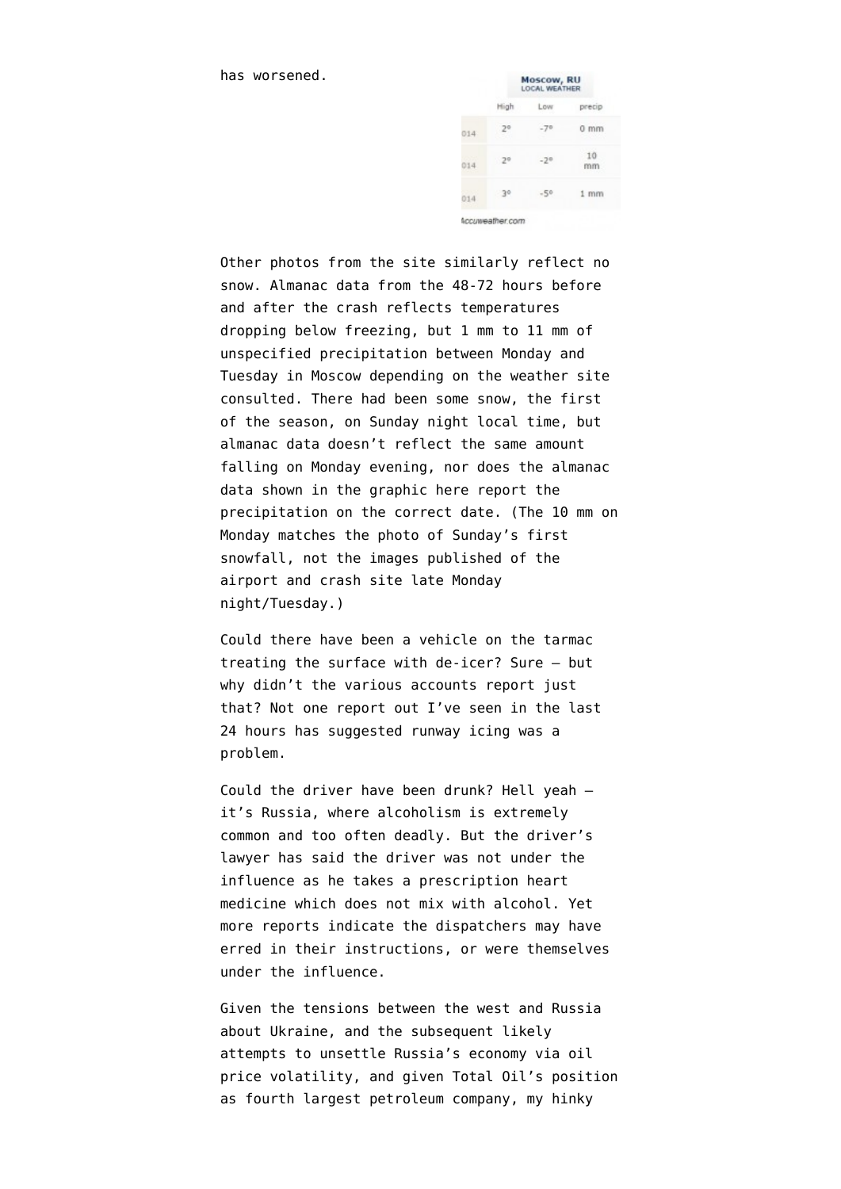has worsened.

| Moscow, RU LOCAL WEATHER | | | |
|---|---|---|---|
| | High | Low | precip |
| 014 | 2° | -7° | 0 mm |
| 014 | 2° | -2° | 10 mm |
| 014 | 3° | -5° | 1 mm |

Accuweather.com

Other photos from the site similarly reflect no snow. Almanac data from the 48-72 hours before and after the crash reflects temperatures dropping below freezing, but 1 mm to 11 mm of unspecified precipitation between Monday and Tuesday in Moscow depending on the weather site consulted. There had been some snow, the first of the season, on Sunday night local time, but almanac data doesn't reflect the same amount falling on Monday evening, nor does the almanac data shown in the graphic here report the precipitation on the correct date. (The 10 mm on Monday matches the photo of Sunday's first snowfall, not the images published of the airport and crash site late Monday night/Tuesday.)

Could there have been a vehicle on the tarmac treating the surface with de-icer? Sure — but why didn't the various accounts report just that? Not one report out I've seen in the last 24 hours has suggested runway icing was a problem.

Could the driver have been drunk? Hell yeah — it's Russia, where alcoholism is extremely common and too often deadly. But the driver's lawyer has said the driver was not under the influence as he takes a prescription heart medicine which does not mix with alcohol. Yet more reports indicate the dispatchers may have erred in their instructions, or were themselves under the influence.

Given the tensions between the west and Russia about Ukraine, and the subsequent likely attempts to unsettle Russia's economy via oil price volatility, and given Total Oil's position as fourth largest petroleum company, my hinky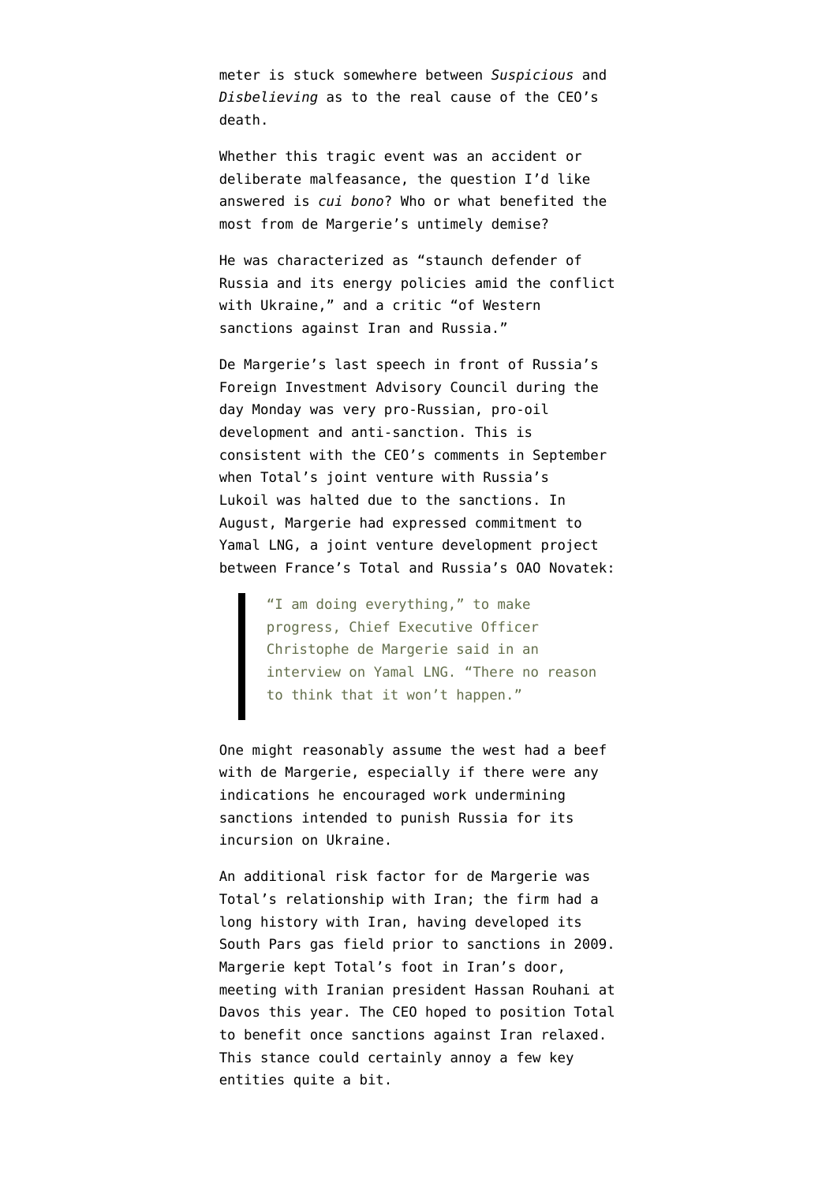meter is stuck somewhere between *Suspicious* and *Disbelieving* as to the real cause of the CEO's death.

Whether this tragic event was an accident or deliberate malfeasance, the question I'd like answered is *cui bono*? Who or what benefited the most from de Margerie's untimely demise?

He was characterized as "staunch defender of Russia and its energy policies amid the conflict with Ukraine," and a critic "of Western sanctions against Iran and Russia."

De Margerie's last speech in front of Russia's Foreign Investment Advisory Council during the day Monday was very pro-Russian, pro-oil development and anti-sanction. This is consistent with the CEO's comments in September when Total's joint venture with Russia's Lukoil was halted due to the sanctions. In August, Margerie had expressed commitment to Yamal LNG, a joint venture development project between France's Total and Russia's OAO Novatek:

> "I am doing everything," to make progress, Chief Executive Officer Christophe de Margerie said in an interview on Yamal LNG. "There no reason to think that it won't happen."

One might reasonably assume the west had a beef with de Margerie, especially if there were any indications he encouraged work undermining sanctions intended to punish Russia for its incursion on Ukraine.

An additional risk factor for de Margerie was Total's relationship with Iran; the firm had a long history with Iran, having developed its South Pars gas field prior to sanctions in 2009. Margerie kept Total's foot in Iran's door, meeting with Iranian president Hassan Rouhani at Davos this year. The CEO hoped to position Total to benefit once sanctions against Iran relaxed. This stance could certainly annoy a few key entities quite a bit.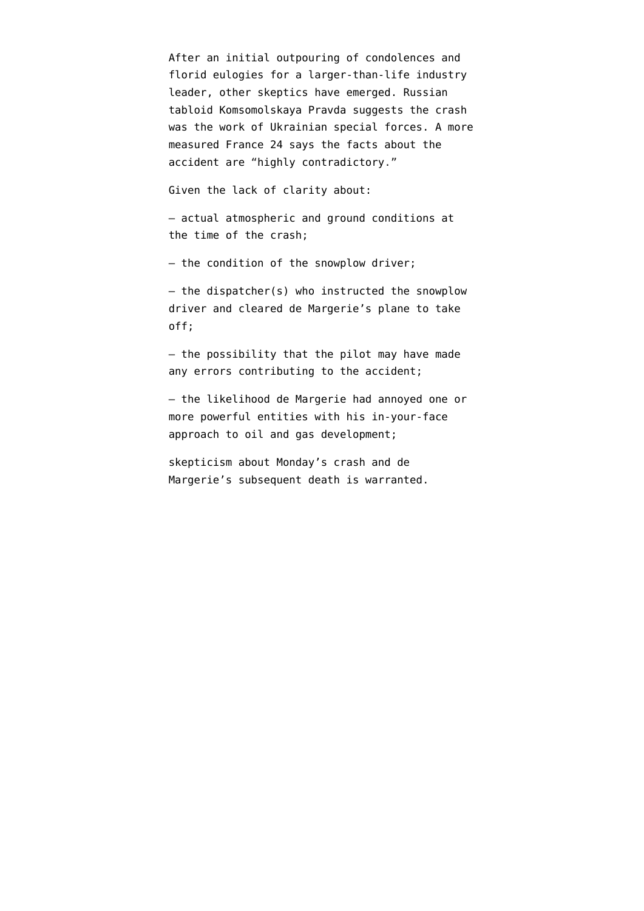After an initial outpouring of condolences and florid eulogies for a larger-than-life industry leader, other skeptics have emerged. Russian tabloid Komsomolskaya Pravda suggests the crash was the work of Ukrainian special forces. A more measured France 24 says the facts about the accident are “highly contradictory.”

Given the lack of clarity about:

– actual atmospheric and ground conditions at the time of the crash;

– the condition of the snowplow driver;

– the dispatcher(s) who instructed the snowplow driver and cleared de Margerie’s plane to take off;

– the possibility that the pilot may have made any errors contributing to the accident;

– the likelihood de Margerie had annoyed one or more powerful entities with his in-your-face approach to oil and gas development;

skepticism about Monday’s crash and de Margerie’s subsequent death is warranted.